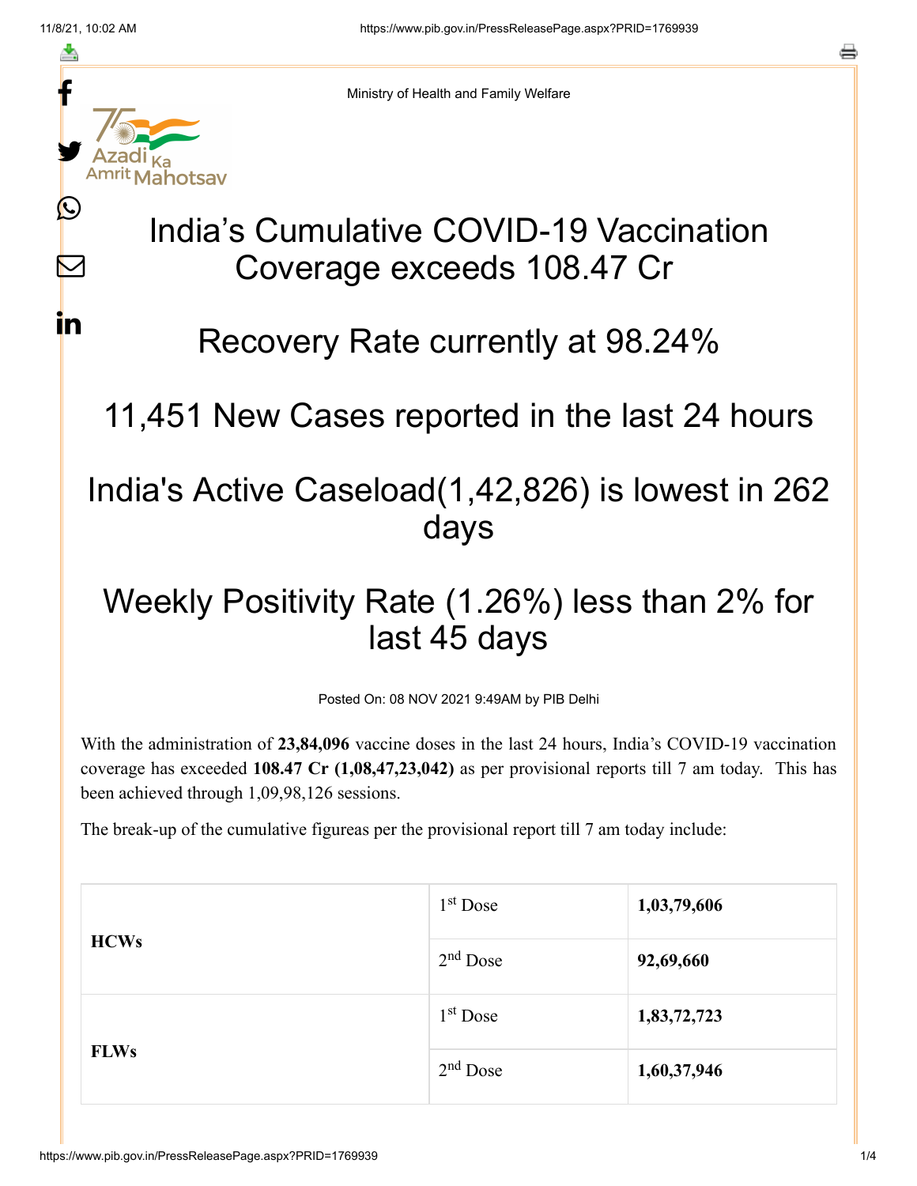Ministry of Health and Family Welfare

# India’s Cumulative COVID-19 Vaccination Coverage exceeds 108.47 Cr

## Recovery Rate currently at 98.24%

## 11,451 New Cases reported in the last 24 hours

## India's Active Caseload(1,42,826) is lowest in 262 days

## Weekly Positivity Rate (1.26%) less than 2% for last 45 days

Posted On: 08 NOV 2021 9:49AM by PIB Delhi

With the administration of **23,84,096** vaccine doses in the last 24 hours, India’s COVID-19 vaccination coverage has exceeded **108.47 Cr (1,08,47,23,042)** as per provisional reports till 7 am today. This has been achieved through 1,09,98,126 sessions.

The break-up of the cumulative figureas per the provisional report till 7 am today include:

| | | |
|---|---|---|
| **HCWs** | 1st Dose | **1,03,79,606** |
| | 2nd Dose | **92,69,660** |
| **FLWs** | 1st Dose | **1,83,72,723** |
| | 2nd Dose | **1,60,37,946** |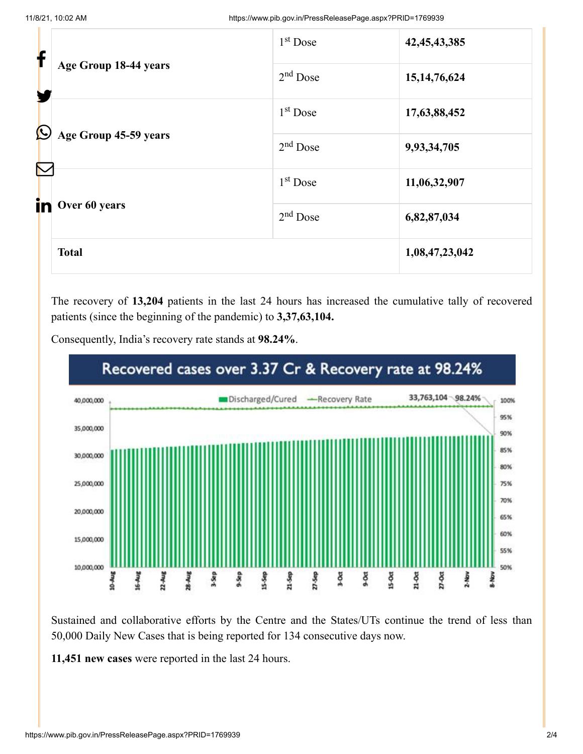| Age Group 18-44 years | 1st Dose | **42,45,43,385** |
|---|---|---|
| | 2nd Dose | **15,14,76,624** |
| Age Group 45-59 years | 1st Dose | **17,63,88,452** |
| | 2nd Dose | **9,93,34,705** |
| Over 60 years | 1st Dose | **11,06,32,907** |
| | 2nd Dose | **6,82,87,034** |
| **Total** | | **1,08,47,23,042** |

The recovery of **13,204** patients in the last 24 hours has increased the cumulative tally of recovered patients (since the beginning of the pandemic) to **3,37,63,104.**

Consequently, India's recovery rate stands at **98.24%**.

Recovered cases over 3.37 Cr & Recovery rate at 98.24%

Sustained and collaborative efforts by the Centre and the States/UTs continue the trend of less than 50,000 Daily New Cases that is being reported for 134 consecutive days now.

**11,451 new cases** were reported in the last 24 hours.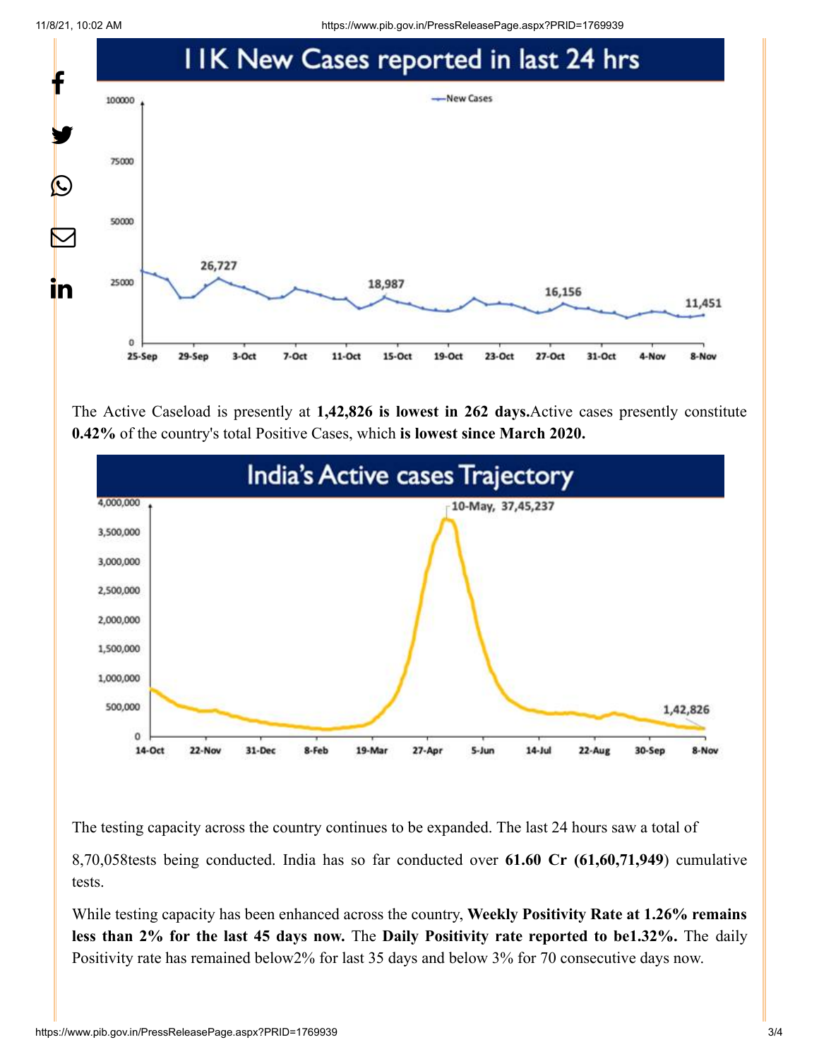## 11K New Cases reported in last 24 hrs

The Active Caseload is presently at **1,42,826 is lowest in 262 days.**Active cases presently constitute **0.42%** of the country's total Positive Cases, which **is lowest since March 2020.**

## India's Active cases Trajectory

The testing capacity across the country continues to be expanded. The last 24 hours saw a total of

8,70,058tests being conducted. India has so far conducted over **61.60 Cr (61,60,71,949**) cumulative tests.

While testing capacity has been enhanced across the country, **Weekly Positivity Rate at 1.26% remains less than 2% for the last 45 days now.** The **Daily Positivity rate reported to be1.32%.** The daily Positivity rate has remained below2% for last 35 days and below 3% for 70 consecutive days now.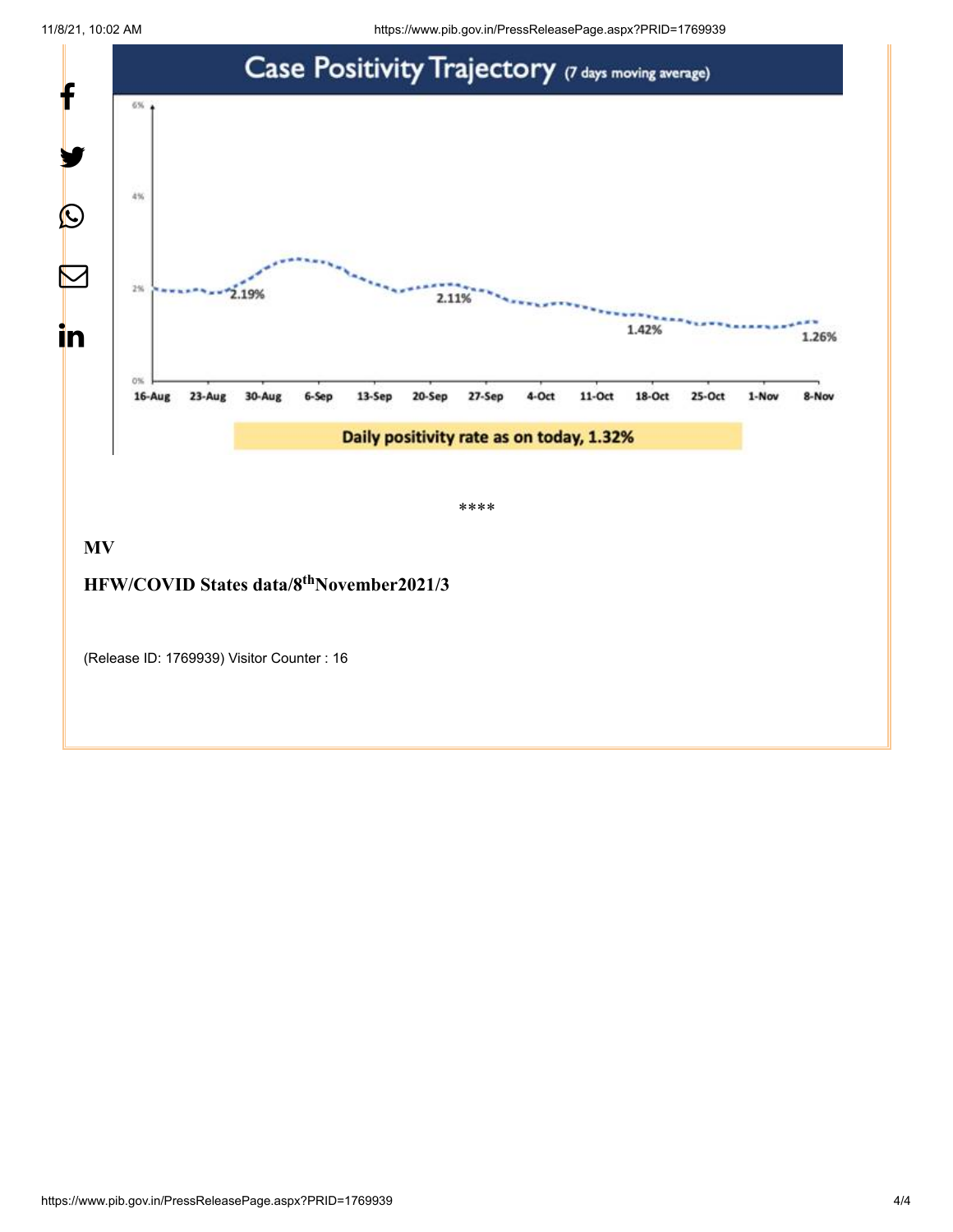Case Positivity Trajectory (7 days moving average)

6%
4%
2%
0%

2.19%
2.11%
1.42%
1.26%

16-Aug 23-Aug 30-Aug 6-Sep 13-Sep 20-Sep 27-Sep 4-Oct 11-Oct 18-Oct 25-Oct 1-Nov 8-Nov

Daily positivity rate as on today, 1.32%

****

**MV**

**HFW/COVID States data/8th November2021/3**

(Release ID: 1769939) Visitor Counter : 16